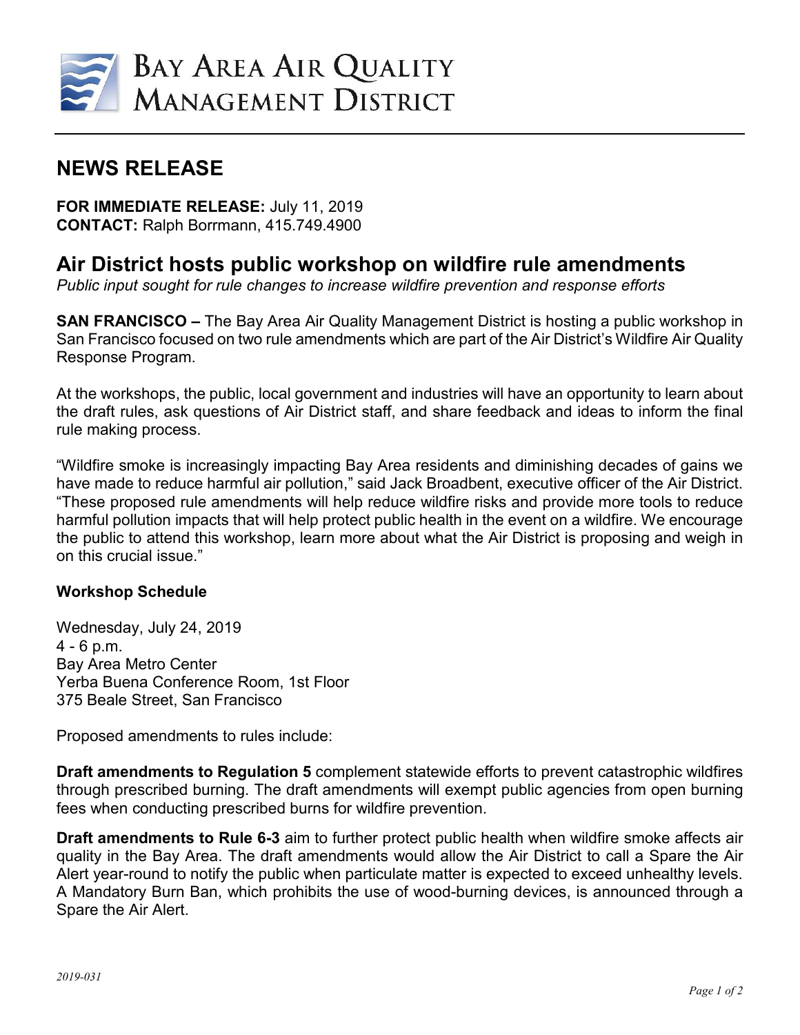BAY AREA AIR QUALITY MANAGEMENT DISTRICT

# NEWS RELEASE

**FOR IMMEDIATE RELEASE:** July 11, 2019
**CONTACT:** Ralph Borrmann, 415.749.4900

## Air District hosts public workshop on wildfire rule amendments

*Public input sought for rule changes to increase wildfire prevention and response efforts*

**SAN FRANCISCO –** The Bay Area Air Quality Management District is hosting a public workshop in San Francisco focused on two rule amendments which are part of the Air District's Wildfire Air Quality Response Program.

At the workshops, the public, local government and industries will have an opportunity to learn about the draft rules, ask questions of Air District staff, and share feedback and ideas to inform the final rule making process.

"Wildfire smoke is increasingly impacting Bay Area residents and diminishing decades of gains we have made to reduce harmful air pollution," said Jack Broadbent, executive officer of the Air District. "These proposed rule amendments will help reduce wildfire risks and provide more tools to reduce harmful pollution impacts that will help protect public health in the event on a wildfire. We encourage the public to attend this workshop, learn more about what the Air District is proposing and weigh in on this crucial issue."

**Workshop Schedule**

Wednesday, July 24, 2019
4 - 6 p.m.
Bay Area Metro Center
Yerba Buena Conference Room, 1st Floor
375 Beale Street, San Francisco

Proposed amendments to rules include:

**Draft amendments to Regulation 5** complement statewide efforts to prevent catastrophic wildfires through prescribed burning. The draft amendments will exempt public agencies from open burning fees when conducting prescribed burns for wildfire prevention.

**Draft amendments to Rule 6-3** aim to further protect public health when wildfire smoke affects air quality in the Bay Area. The draft amendments would allow the Air District to call a Spare the Air Alert year-round to notify the public when particulate matter is expected to exceed unhealthy levels. A Mandatory Burn Ban, which prohibits the use of wood-burning devices, is announced through a Spare the Air Alert.

*2019-031*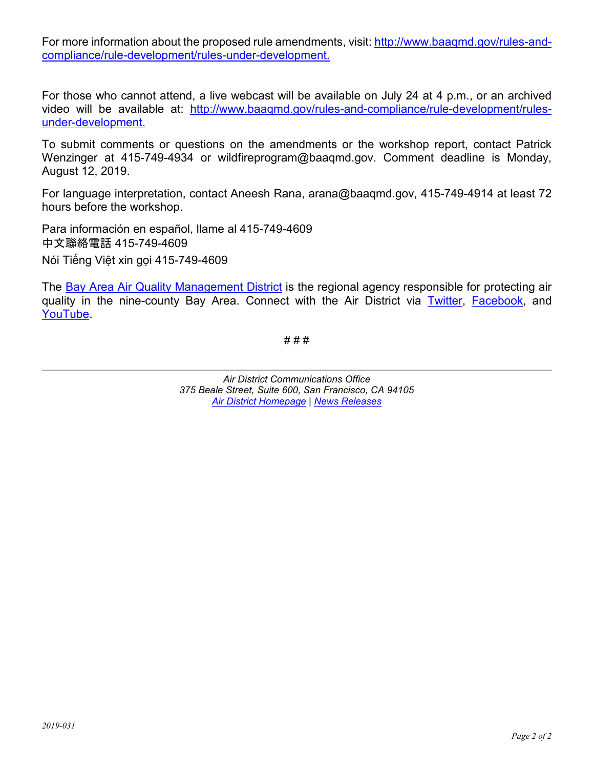For more information about the proposed rule amendments, visit: [http://www.baaqmd.gov/rules-and-compliance/rule-development/rules-under-development.](http://www.baaqmd.gov/rules-and-compliance/rule-development/rules-under-development)

For those who cannot attend, a live webcast will be available on July 24 at 4 p.m., or an archived video will be available at: [http://www.baaqmd.gov/rules-and-compliance/rule-development/rules-under-development.](http://www.baaqmd.gov/rules-and-compliance/rule-development/rules-under-development)

To submit comments or questions on the amendments or the workshop report, contact Patrick Wenzinger at 415-749-4934 or wildfireprogram@baaqmd.gov. Comment deadline is Monday, August 12, 2019.

For language interpretation, contact Aneesh Rana, arana@baaqmd.gov, 415-749-4914 at least 72 hours before the workshop.

Para información en español, llame al 415-749-4609
中文聯絡電話 415-749-4609
Nói Tiếng Việt xin gọi 415-749-4609

The Bay Area Air Quality Management District is the regional agency responsible for protecting air quality in the nine-county Bay Area. Connect with the Air District via Twitter, Facebook, and YouTube.

# # #

*Air District Communications Office*
*375 Beale Street, Suite 600, San Francisco, CA 94105*
*Air District Homepage* | *News Releases*

*2019-031*